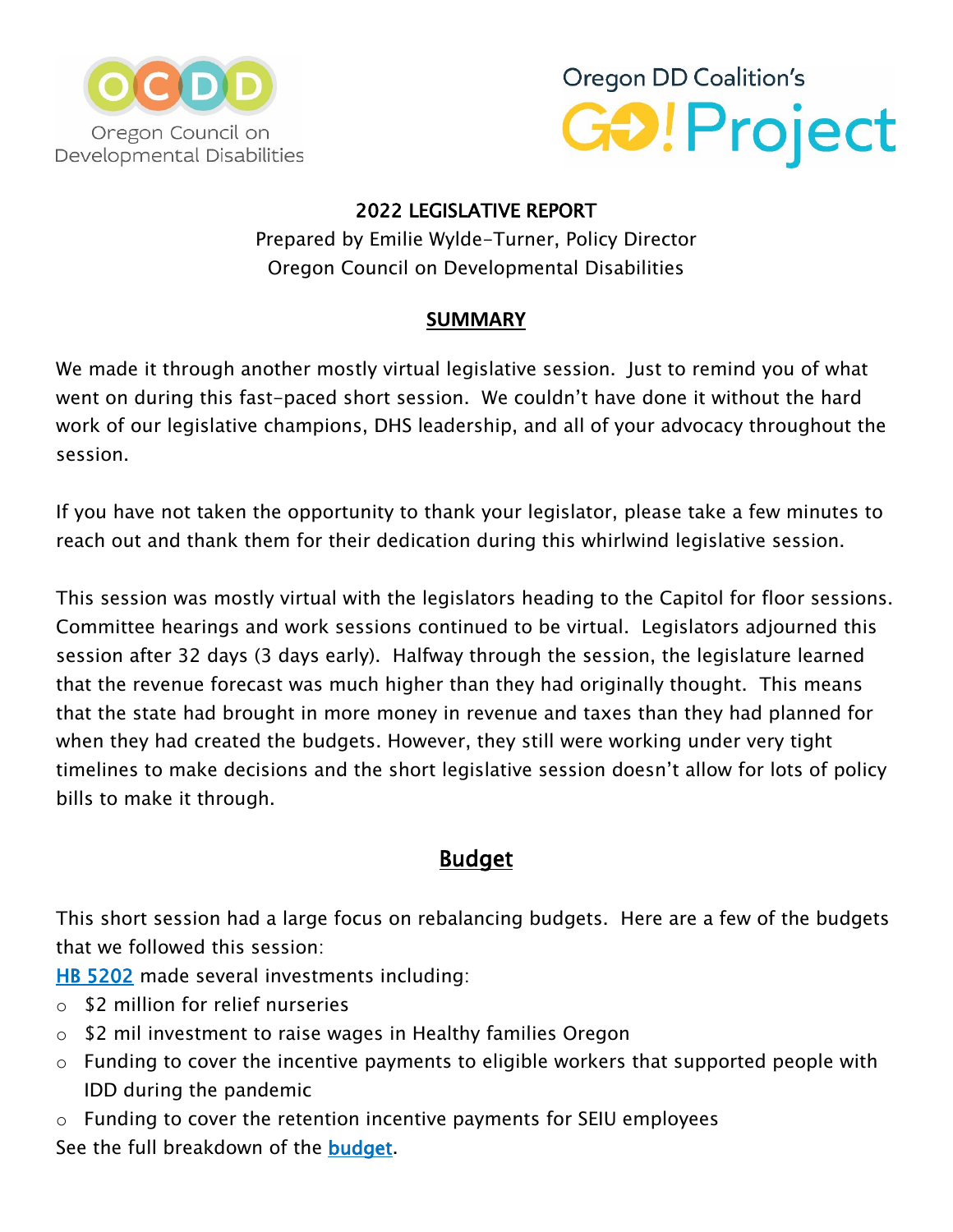Oregon Council on Developmental Disabilities

Oregon DD Coalition's GO! Project

# 2022 LEGISLATIVE REPORT

Prepared by Emilie Wylde-Turner, Policy Director
Oregon Council on Developmental Disabilities

## SUMMARY

We made it through another mostly virtual legislative session. Just to remind you of what went on during this fast-paced short session. We couldn't have done it without the hard work of our legislative champions, DHS leadership, and all of your advocacy throughout the session.

If you have not taken the opportunity to thank your legislator, please take a few minutes to reach out and thank them for their dedication during this whirlwind legislative session.

This session was mostly virtual with the legislators heading to the Capitol for floor sessions. Committee hearings and work sessions continued to be virtual. Legislators adjourned this session after 32 days (3 days early). Halfway through the session, the legislature learned that the revenue forecast was much higher than they had originally thought. This means that the state had brought in more money in revenue and taxes than they had planned for when they had created the budgets. However, they still were working under very tight timelines to make decisions and the short legislative session doesn't allow for lots of policy bills to make it through.

## Budget

This short session had a large focus on rebalancing budgets. Here are a few of the budgets that we followed this session:

HB 5202 made several investments including:

- $2 million for relief nurseries
- $2 mil investment to raise wages in Healthy families Oregon
- Funding to cover the incentive payments to eligible workers that supported people with IDD during the pandemic
- Funding to cover the retention incentive payments for SEIU employees

See the full breakdown of the **budget**.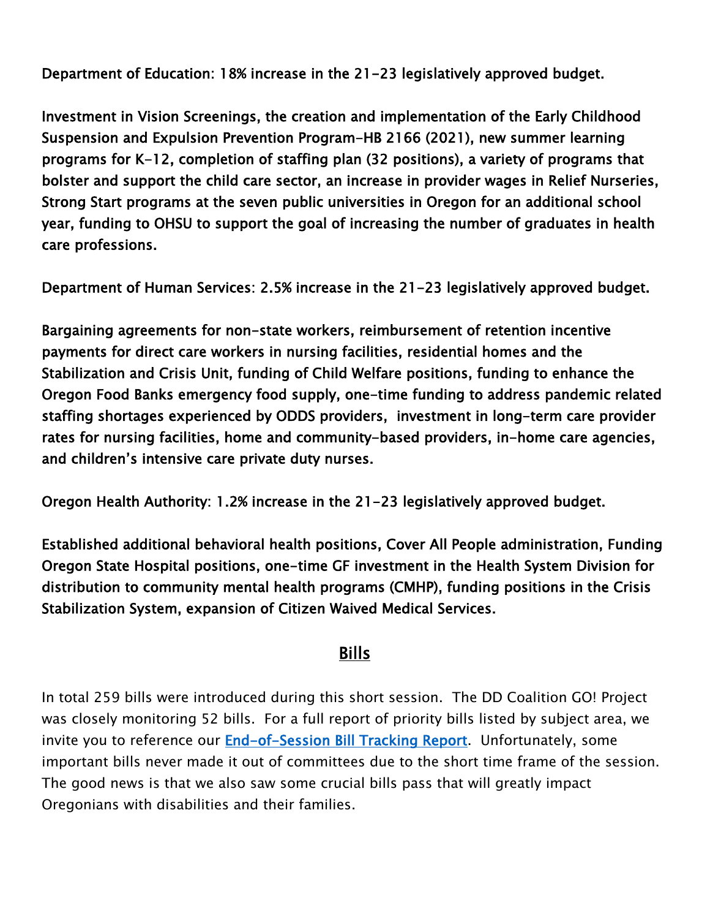**Department of Education: 18% increase in the 21-23 legislatively approved budget.**

**Investment in Vision Screenings, the creation and implementation of the Early Childhood Suspension and Expulsion Prevention Program-HB 2166 (2021), new summer learning programs for K-12, completion of staffing plan (32 positions), a variety of programs that bolster and support the child care sector, an increase in provider wages in Relief Nurseries, Strong Start programs at the seven public universities in Oregon for an additional school year, funding to OHSU to support the goal of increasing the number of graduates in health care professions.**

**Department of Human Services: 2.5% increase in the 21-23 legislatively approved budget.**

**Bargaining agreements for non-state workers, reimbursement of retention incentive payments for direct care workers in nursing facilities, residential homes and the Stabilization and Crisis Unit, funding of Child Welfare positions, funding to enhance the Oregon Food Banks emergency food supply, one-time funding to address pandemic related staffing shortages experienced by ODDS providers, investment in long-term care provider rates for nursing facilities, home and community-based providers, in-home care agencies, and children's intensive care private duty nurses.**

**Oregon Health Authority: 1.2% increase in the 21-23 legislatively approved budget.**

**Established additional behavioral health positions, Cover All People administration, Funding Oregon State Hospital positions, one-time GF investment in the Health System Division for distribution to community mental health programs (CMHP), funding positions in the Crisis Stabilization System, expansion of Citizen Waived Medical Services.**

## Bills

In total 259 bills were introduced during this short session. The DD Coalition GO! Project was closely monitoring 52 bills. For a full report of priority bills listed by subject area, we invite you to reference our **End-of-Session Bill Tracking Report**. Unfortunately, some important bills never made it out of committees due to the short time frame of the session. The good news is that we also saw some crucial bills pass that will greatly impact Oregonians with disabilities and their families.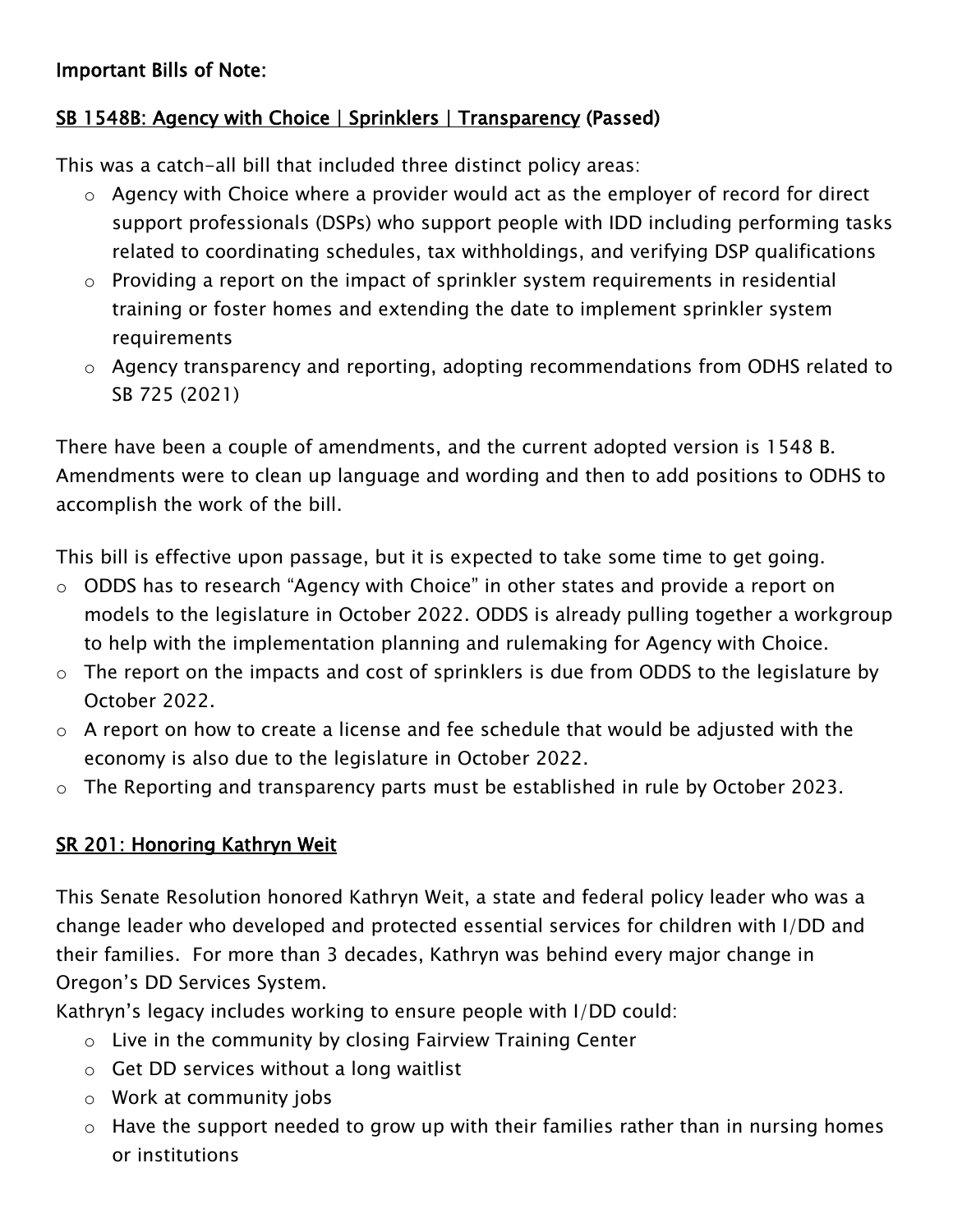**Important Bills of Note:**

**SB 1548B: Agency with Choice | Sprinklers | Transparency (Passed)**

This was a catch-all bill that included three distinct policy areas:

- Agency with Choice where a provider would act as the employer of record for direct support professionals (DSPs) who support people with IDD including performing tasks related to coordinating schedules, tax withholdings, and verifying DSP qualifications
- Providing a report on the impact of sprinkler system requirements in residential training or foster homes and extending the date to implement sprinkler system requirements
- Agency transparency and reporting, adopting recommendations from ODHS related to SB 725 (2021)

There have been a couple of amendments, and the current adopted version is 1548 B. Amendments were to clean up language and wording and then to add positions to ODHS to accomplish the work of the bill.

This bill is effective upon passage, but it is expected to take some time to get going.

- ODDS has to research "Agency with Choice" in other states and provide a report on models to the legislature in October 2022. ODDS is already pulling together a workgroup to help with the implementation planning and rulemaking for Agency with Choice.
- The report on the impacts and cost of sprinklers is due from ODDS to the legislature by October 2022.
- A report on how to create a license and fee schedule that would be adjusted with the economy is also due to the legislature in October 2022.
- The Reporting and transparency parts must be established in rule by October 2023.

**SR 201: Honoring Kathryn Weit**

This Senate Resolution honored Kathryn Weit, a state and federal policy leader who was a change leader who developed and protected essential services for children with I/DD and their families. For more than 3 decades, Kathryn was behind every major change in Oregon's DD Services System.

Kathryn's legacy includes working to ensure people with I/DD could:

- Live in the community by closing Fairview Training Center
- Get DD services without a long waitlist
- Work at community jobs
- Have the support needed to grow up with their families rather than in nursing homes or institutions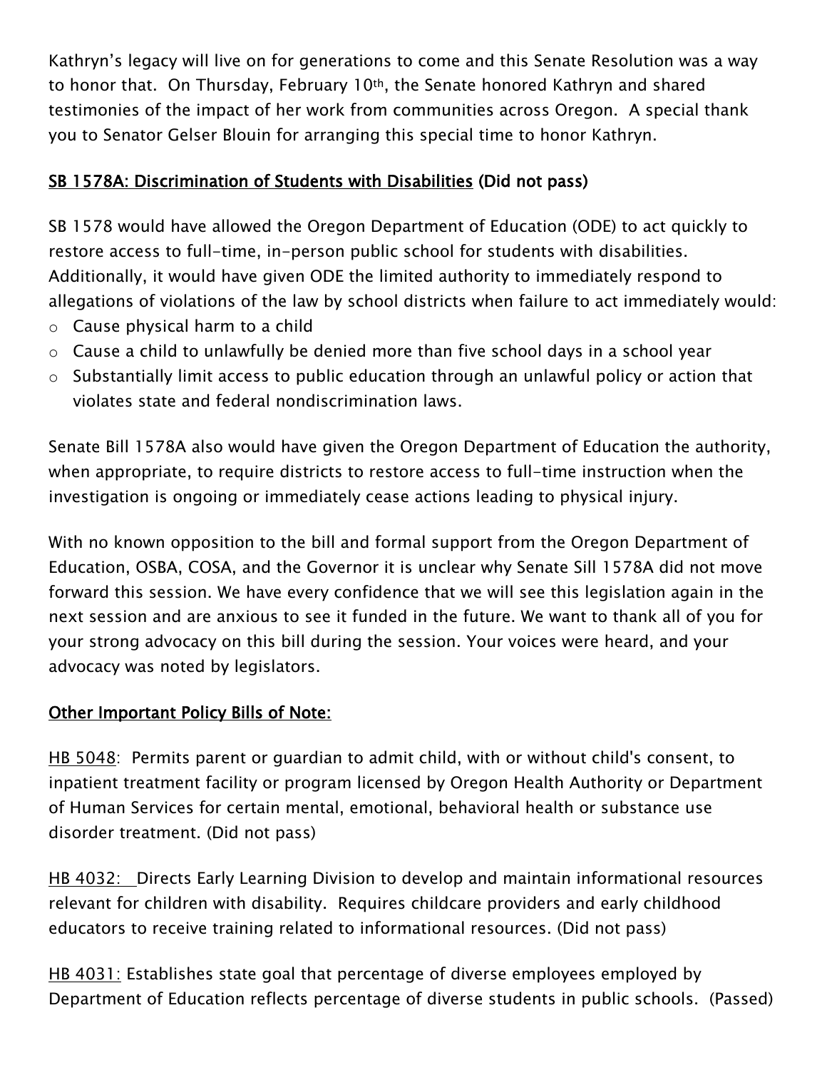Kathryn's legacy will live on for generations to come and this Senate Resolution was a way to honor that. On Thursday, February 10th, the Senate honored Kathryn and shared testimonies of the impact of her work from communities across Oregon. A special thank you to Senator Gelser Blouin for arranging this special time to honor Kathryn.

## SB 1578A: Discrimination of Students with Disabilities (Did not pass)

SB 1578 would have allowed the Oregon Department of Education (ODE) to act quickly to restore access to full-time, in-person public school for students with disabilities. Additionally, it would have given ODE the limited authority to immediately respond to allegations of violations of the law by school districts when failure to act immediately would:

- Cause physical harm to a child
- Cause a child to unlawfully be denied more than five school days in a school year
- Substantially limit access to public education through an unlawful policy or action that violates state and federal nondiscrimination laws.

Senate Bill 1578A also would have given the Oregon Department of Education the authority, when appropriate, to require districts to restore access to full-time instruction when the investigation is ongoing or immediately cease actions leading to physical injury.

With no known opposition to the bill and formal support from the Oregon Department of Education, OSBA, COSA, and the Governor it is unclear why Senate Sill 1578A did not move forward this session. We have every confidence that we will see this legislation again in the next session and are anxious to see it funded in the future. We want to thank all of you for your strong advocacy on this bill during the session. Your voices were heard, and your advocacy was noted by legislators.

## Other Important Policy Bills of Note:

HB 5048: Permits parent or guardian to admit child, with or without child's consent, to inpatient treatment facility or program licensed by Oregon Health Authority or Department of Human Services for certain mental, emotional, behavioral health or substance use disorder treatment. (Did not pass)

HB 4032: Directs Early Learning Division to develop and maintain informational resources relevant for children with disability. Requires childcare providers and early childhood educators to receive training related to informational resources. (Did not pass)

HB 4031: Establishes state goal that percentage of diverse employees employed by Department of Education reflects percentage of diverse students in public schools. (Passed)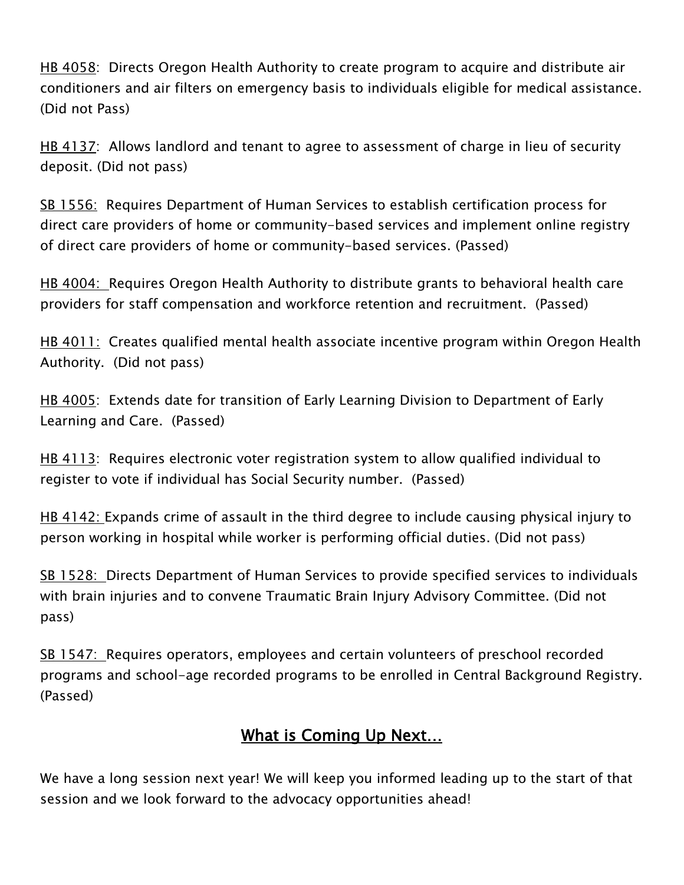HB 4058: Directs Oregon Health Authority to create program to acquire and distribute air conditioners and air filters on emergency basis to individuals eligible for medical assistance. (Did not Pass)

HB 4137: Allows landlord and tenant to agree to assessment of charge in lieu of security deposit. (Did not pass)

SB 1556: Requires Department of Human Services to establish certification process for direct care providers of home or community-based services and implement online registry of direct care providers of home or community-based services. (Passed)

HB 4004: Requires Oregon Health Authority to distribute grants to behavioral health care providers for staff compensation and workforce retention and recruitment. (Passed)

HB 4011: Creates qualified mental health associate incentive program within Oregon Health Authority. (Did not pass)

HB 4005: Extends date for transition of Early Learning Division to Department of Early Learning and Care. (Passed)

HB 4113: Requires electronic voter registration system to allow qualified individual to register to vote if individual has Social Security number. (Passed)

HB 4142: Expands crime of assault in the third degree to include causing physical injury to person working in hospital while worker is performing official duties. (Did not pass)

SB 1528: Directs Department of Human Services to provide specified services to individuals with brain injuries and to convene Traumatic Brain Injury Advisory Committee. (Did not pass)

SB 1547: Requires operators, employees and certain volunteers of preschool recorded programs and school-age recorded programs to be enrolled in Central Background Registry. (Passed)

## What is Coming Up Next…

We have a long session next year! We will keep you informed leading up to the start of that session and we look forward to the advocacy opportunities ahead!